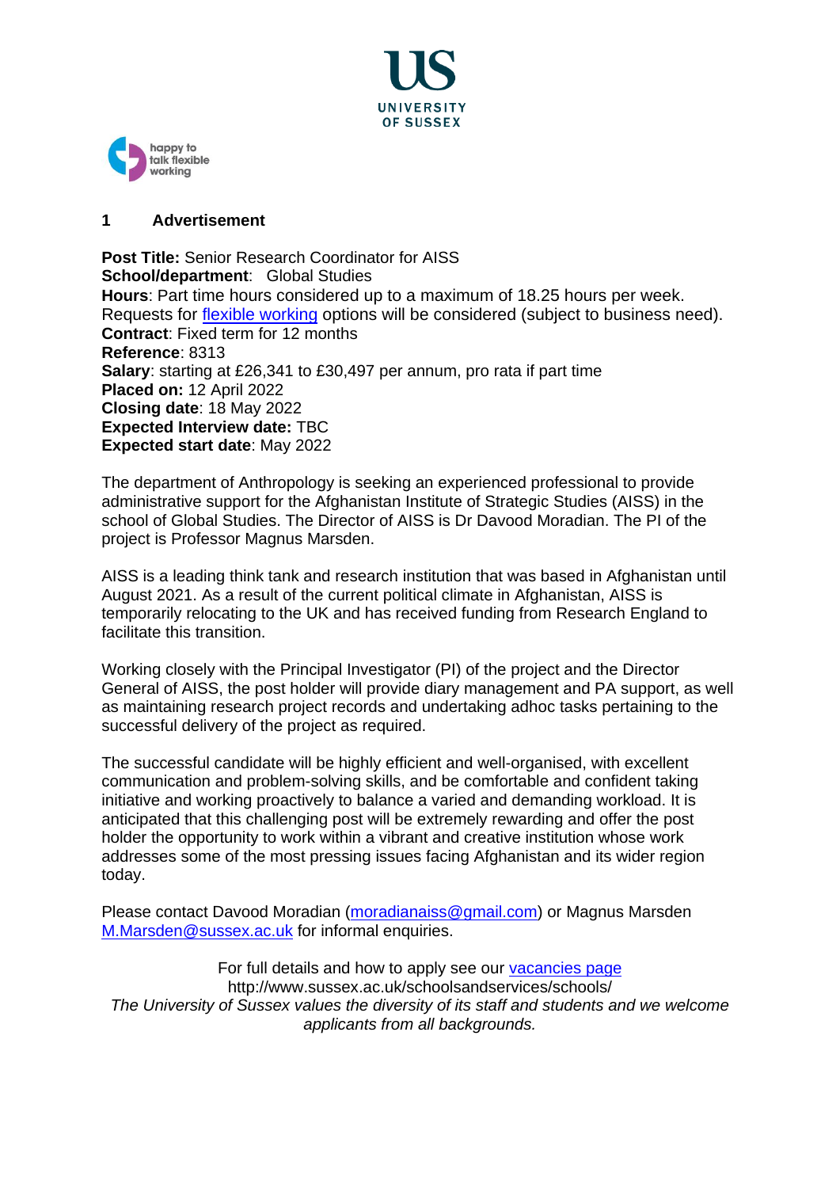## 1 Advertisement

**Post Title:** Senior Research Coordinator for AISS
**School/department**: Global Studies
**Hours**: Part time hours considered up to a maximum of 18.25 hours per week. Requests for [flexible working](#) options will be considered (subject to business need).
**Contract**: Fixed term for 12 months
**Reference**: 8313
**Salary**: starting at £26,341 to £30,497 per annum, pro rata if part time
**Placed on:** 12 April 2022
**Closing date**: 18 May 2022
**Expected Interview date:** TBC
**Expected start date**: May 2022

The department of Anthropology is seeking an experienced professional to provide administrative support for the Afghanistan Institute of Strategic Studies (AISS) in the school of Global Studies. The Director of AISS is Dr Davood Moradian. The PI of the project is Professor Magnus Marsden.

AISS is a leading think tank and research institution that was based in Afghanistan until August 2021. As a result of the current political climate in Afghanistan, AISS is temporarily relocating to the UK and has received funding from Research England to facilitate this transition.

Working closely with the Principal Investigator (PI) of the project and the Director General of AISS, the post holder will provide diary management and PA support, as well as maintaining research project records and undertaking adhoc tasks pertaining to the successful delivery of the project as required.

The successful candidate will be highly efficient and well-organised, with excellent communication and problem-solving skills, and be comfortable and confident taking initiative and working proactively to balance a varied and demanding workload. It is anticipated that this challenging post will be extremely rewarding and offer the post holder the opportunity to work within a vibrant and creative institution whose work addresses some of the most pressing issues facing Afghanistan and its wider region today.

Please contact Davood Moradian (moradianaiss@gmail.com) or Magnus Marsden M.Marsden@sussex.ac.uk for informal enquiries.

For full details and how to apply see our [vacancies page](#)
http://www.sussex.ac.uk/schoolsandservices/schools/
*The University of Sussex values the diversity of its staff and students and we welcome applicants from all backgrounds.*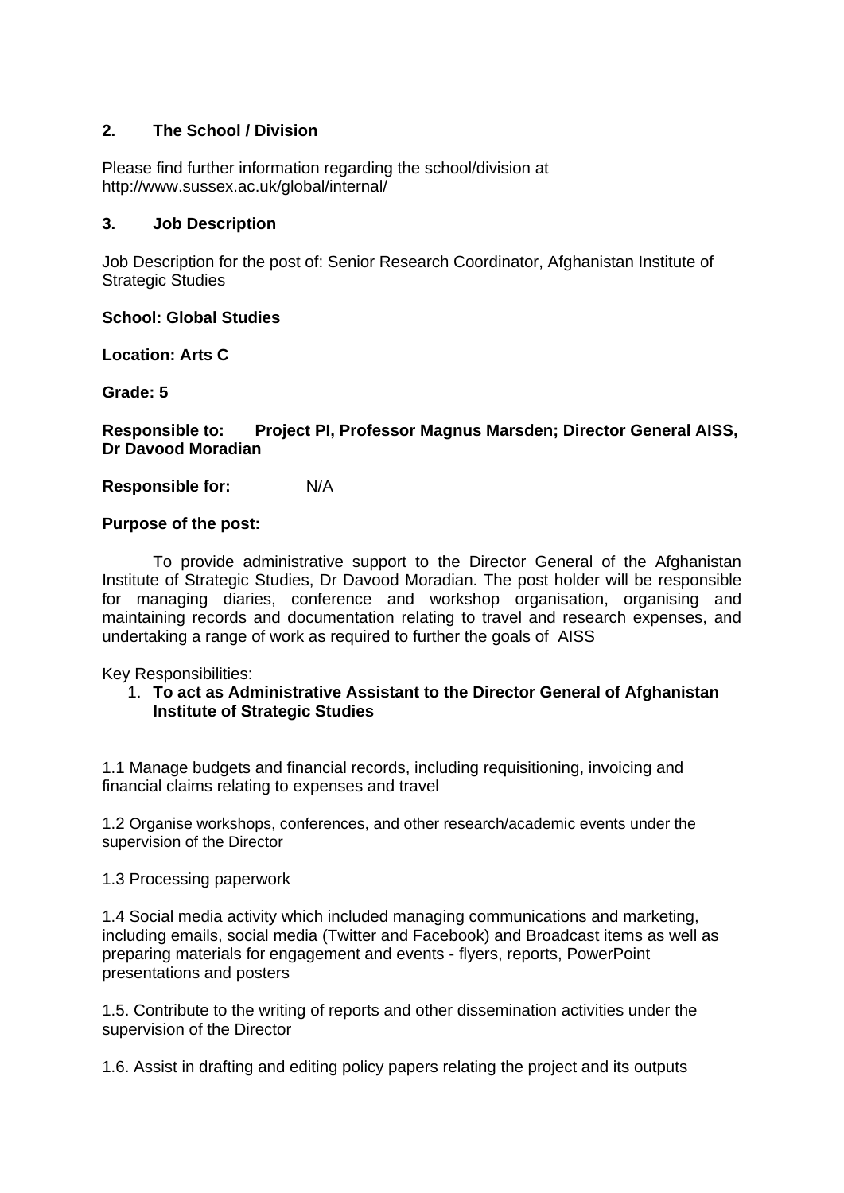## 2. The School / Division

Please find further information regarding the school/division at http://www.sussex.ac.uk/global/internal/

## 3. Job Description

Job Description for the post of: Senior Research Coordinator, Afghanistan Institute of Strategic Studies

**School: Global Studies**

**Location: Arts C**

**Grade: 5**

**Responsible to: Project PI, Professor Magnus Marsden; Director General AISS, Dr Davood Moradian**

**Responsible for:** N/A

**Purpose of the post:**

To provide administrative support to the Director General of the Afghanistan Institute of Strategic Studies, Dr Davood Moradian. The post holder will be responsible for managing diaries, conference and workshop organisation, organising and maintaining records and documentation relating to travel and research expenses, and undertaking a range of work as required to further the goals of AISS

Key Responsibilities:

1. **To act as Administrative Assistant to the Director General of Afghanistan Institute of Strategic Studies**

1.1 Manage budgets and financial records, including requisitioning, invoicing and financial claims relating to expenses and travel

1.2 Organise workshops, conferences, and other research/academic events under the supervision of the Director

1.3 Processing paperwork

1.4 Social media activity which included managing communications and marketing, including emails, social media (Twitter and Facebook) and Broadcast items as well as preparing materials for engagement and events - flyers, reports, PowerPoint presentations and posters

1.5. Contribute to the writing of reports and other dissemination activities under the supervision of the Director

1.6. Assist in drafting and editing policy papers relating the project and its outputs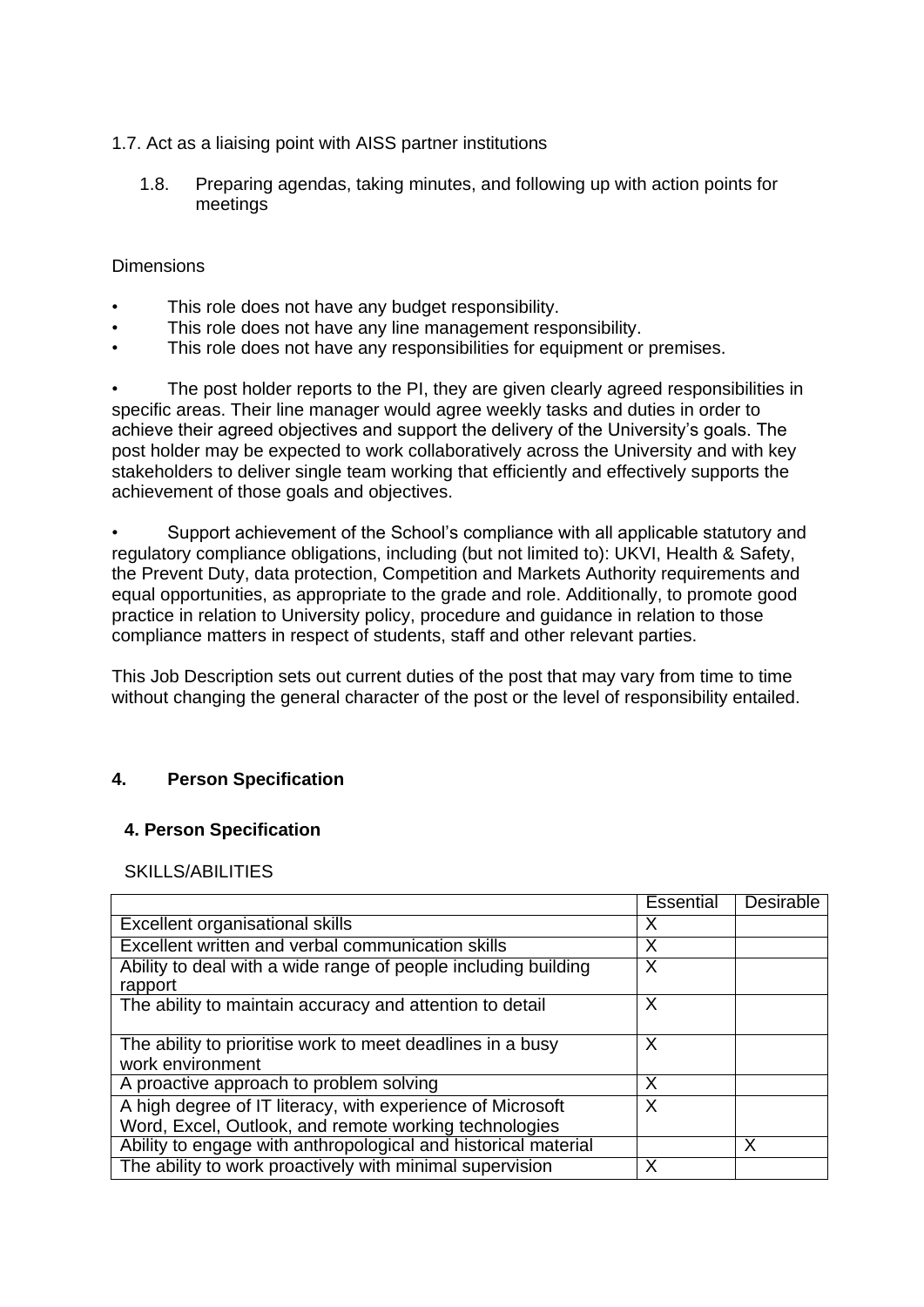1.7. Act as a liaising point with AISS partner institutions

1.8. Preparing agendas, taking minutes, and following up with action points for meetings

Dimensions

- This role does not have any budget responsibility.
- This role does not have any line management responsibility.
- This role does not have any responsibilities for equipment or premises.

- The post holder reports to the PI, they are given clearly agreed responsibilities in specific areas. Their line manager would agree weekly tasks and duties in order to achieve their agreed objectives and support the delivery of the University's goals. The post holder may be expected to work collaboratively across the University and with key stakeholders to deliver single team working that efficiently and effectively supports the achievement of those goals and objectives.

- Support achievement of the School's compliance with all applicable statutory and regulatory compliance obligations, including (but not limited to): UKVI, Health & Safety, the Prevent Duty, data protection, Competition and Markets Authority requirements and equal opportunities, as appropriate to the grade and role. Additionally, to promote good practice in relation to University policy, procedure and guidance in relation to those compliance matters in respect of students, staff and other relevant parties.

This Job Description sets out current duties of the post that may vary from time to time without changing the general character of the post or the level of responsibility entailed.

## 4. Person Specification

### 4. Person Specification

SKILLS/ABILITIES

| | Essential | Desirable |
|---|---|---|
| Excellent organisational skills | X | |
| Excellent written and verbal communication skills | X | |
| Ability to deal with a wide range of people including building rapport | X | |
| The ability to maintain accuracy and attention to detail | X | |
| The ability to prioritise work to meet deadlines in a busy work environment | X | |
| A proactive approach to problem solving | X | |
| A high degree of IT literacy, with experience of Microsoft Word, Excel, Outlook, and remote working technologies | X | |
| Ability to engage with anthropological and historical material | | X |
| The ability to work proactively with minimal supervision | X | |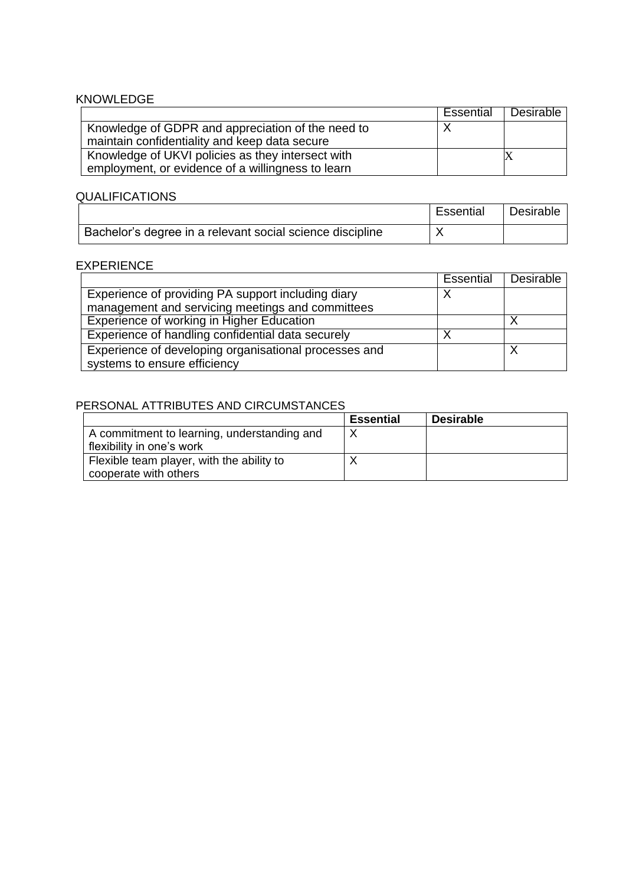KNOWLEDGE

| | Essential | Desirable |
|---|---|---|
| Knowledge of GDPR and appreciation of the need to maintain confidentiality and keep data secure | X | |
| Knowledge of UKVI policies as they intersect with employment, or evidence of a willingness to learn | | X |

QUALIFICATIONS

| | Essential | Desirable |
|---|---|---|
| Bachelor's degree in a relevant social science discipline | X | |

EXPERIENCE

| | Essential | Desirable |
|---|---|---|
| Experience of providing PA support including diary management and servicing meetings and committees | X | |
| Experience of working in Higher Education | | X |
| Experience of handling confidential data securely | X | |
| Experience of developing organisational processes and systems to ensure efficiency | | X |

PERSONAL ATTRIBUTES AND CIRCUMSTANCES

| | **Essential** | **Desirable** |
|---|---|---|
| A commitment to learning, understanding and flexibility in one's work | X | |
| Flexible team player, with the ability to cooperate with others | X | |